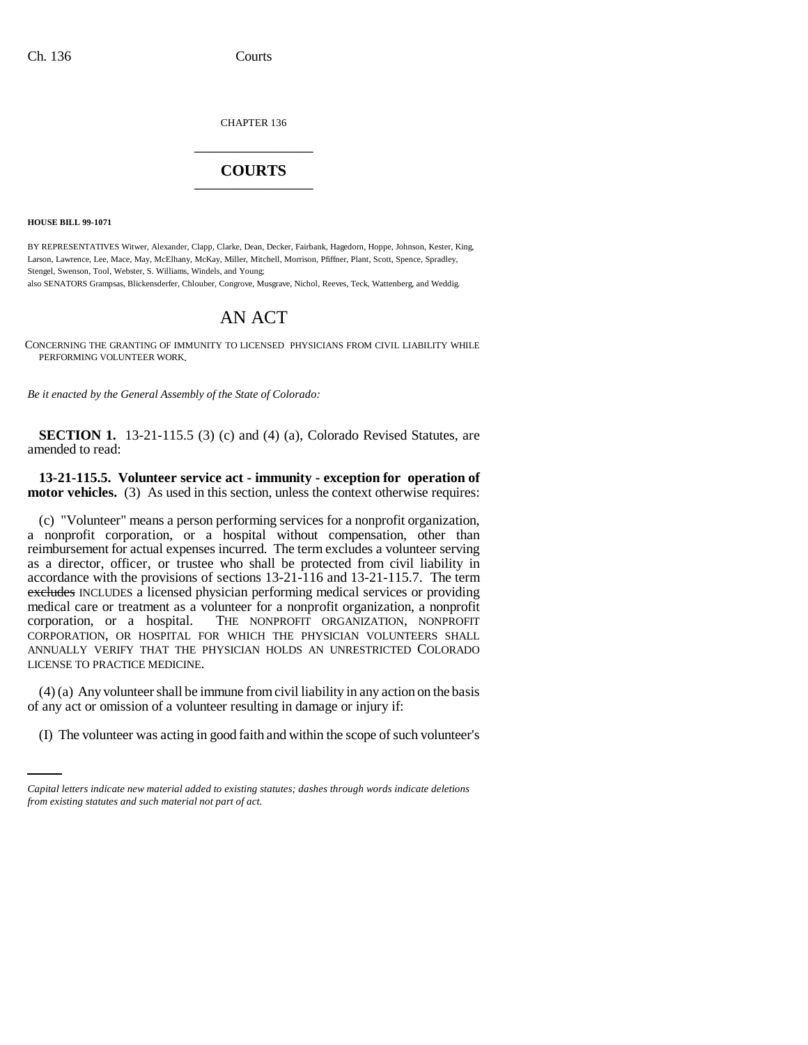CHAPTER 136

# COURTS

**HOUSE BILL 99-1071**

BY REPRESENTATIVES Witwer, Alexander, Clapp, Clarke, Dean, Decker, Fairbank, Hagedorn, Hoppe, Johnson, Kester, King, Larson, Lawrence, Lee, Mace, May, McElhany, McKay, Miller, Mitchell, Morrison, Pfiffner, Plant, Scott, Spence, Spradley, Stengel, Swenson, Tool, Webster, S. Williams, Windels, and Young;
also SENATORS Grampsas, Blickensderfer, Chlouber, Congrove, Musgrave, Nichol, Reeves, Teck, Wattenberg, and Weddig.

# AN ACT

CONCERNING THE GRANTING OF IMMUNITY TO LICENSED PHYSICIANS FROM CIVIL LIABILITY WHILE PERFORMING VOLUNTEER WORK.

*Be it enacted by the General Assembly of the State of Colorado:*

**SECTION 1.** 13-21-115.5 (3) (c) and (4) (a), Colorado Revised Statutes, are amended to read:

**13-21-115.5. Volunteer service act - immunity - exception for operation of motor vehicles.** (3) As used in this section, unless the context otherwise requires:

(c) "Volunteer" means a person performing services for a nonprofit organization, a nonprofit corporation, or a hospital without compensation, other than reimbursement for actual expenses incurred. The term excludes a volunteer serving as a director, officer, or trustee who shall be protected from civil liability in accordance with the provisions of sections 13-21-116 and 13-21-115.7. The term ~~excludes~~ INCLUDES a licensed physician performing medical services or providing medical care or treatment as a volunteer for a nonprofit organization, a nonprofit corporation, or a hospital. THE NONPROFIT ORGANIZATION, NONPROFIT CORPORATION, OR HOSPITAL FOR WHICH THE PHYSICIAN VOLUNTEERS SHALL ANNUALLY VERIFY THAT THE PHYSICIAN HOLDS AN UNRESTRICTED COLORADO LICENSE TO PRACTICE MEDICINE.

(4) (a) Any volunteer shall be immune from civil liability in any action on the basis of any act or omission of a volunteer resulting in damage or injury if:

(I) The volunteer was acting in good faith and within the scope of such volunteer's

*Capital letters indicate new material added to existing statutes; dashes through words indicate deletions from existing statutes and such material not part of act.*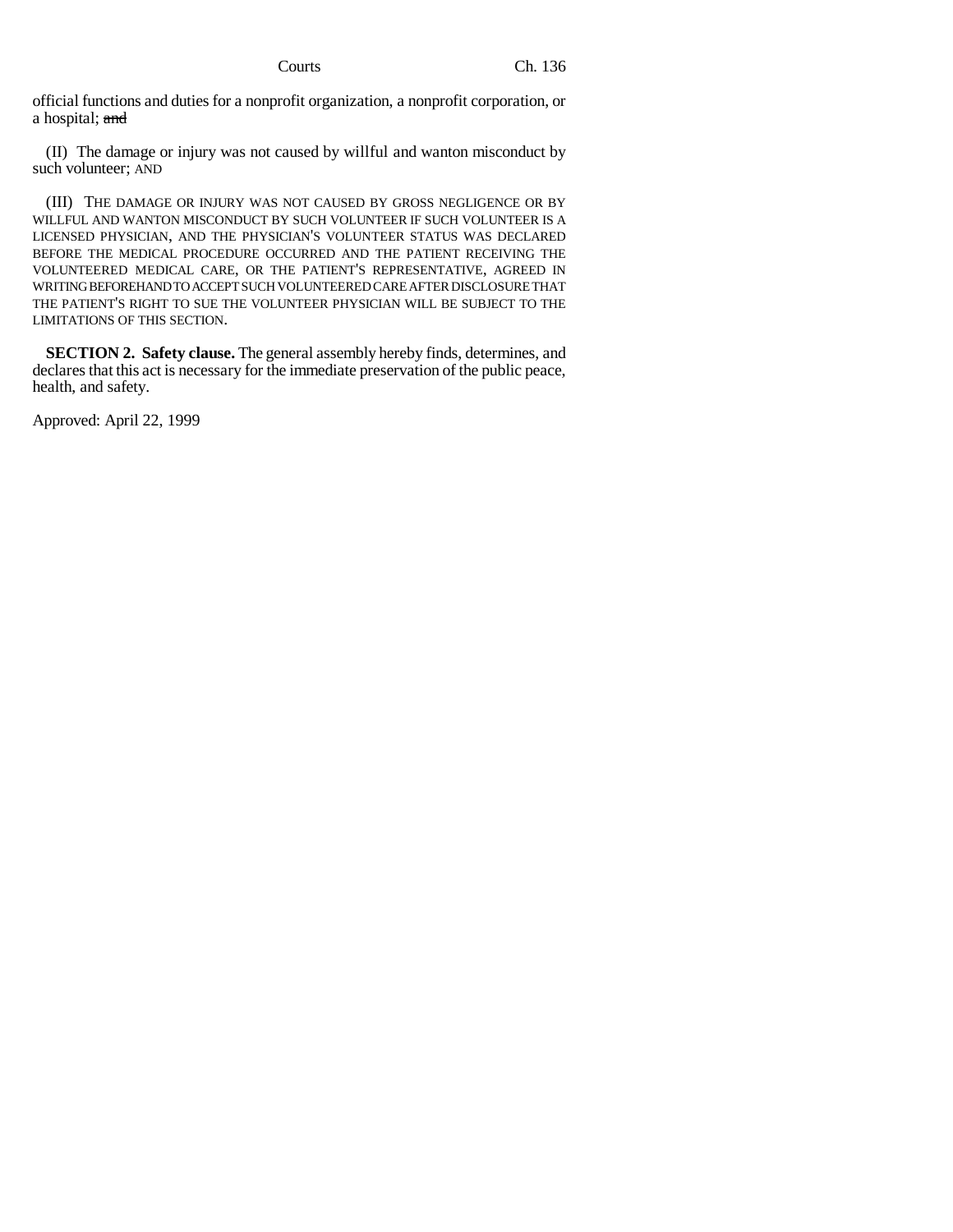official functions and duties for a nonprofit organization, a nonprofit corporation, or a hospital; ~~and~~

(II) The damage or injury was not caused by willful and wanton misconduct by such volunteer; AND

(III) THE DAMAGE OR INJURY WAS NOT CAUSED BY GROSS NEGLIGENCE OR BY WILLFUL AND WANTON MISCONDUCT BY SUCH VOLUNTEER IF SUCH VOLUNTEER IS A LICENSED PHYSICIAN, AND THE PHYSICIAN'S VOLUNTEER STATUS WAS DECLARED BEFORE THE MEDICAL PROCEDURE OCCURRED AND THE PATIENT RECEIVING THE VOLUNTEERED MEDICAL CARE, OR THE PATIENT'S REPRESENTATIVE, AGREED IN WRITING BEFOREHAND TO ACCEPT SUCH VOLUNTEERED CARE AFTER DISCLOSURE THAT THE PATIENT'S RIGHT TO SUE THE VOLUNTEER PHYSICIAN WILL BE SUBJECT TO THE LIMITATIONS OF THIS SECTION.

**SECTION 2. Safety clause.** The general assembly hereby finds, determines, and declares that this act is necessary for the immediate preservation of the public peace, health, and safety.

Approved: April 22, 1999